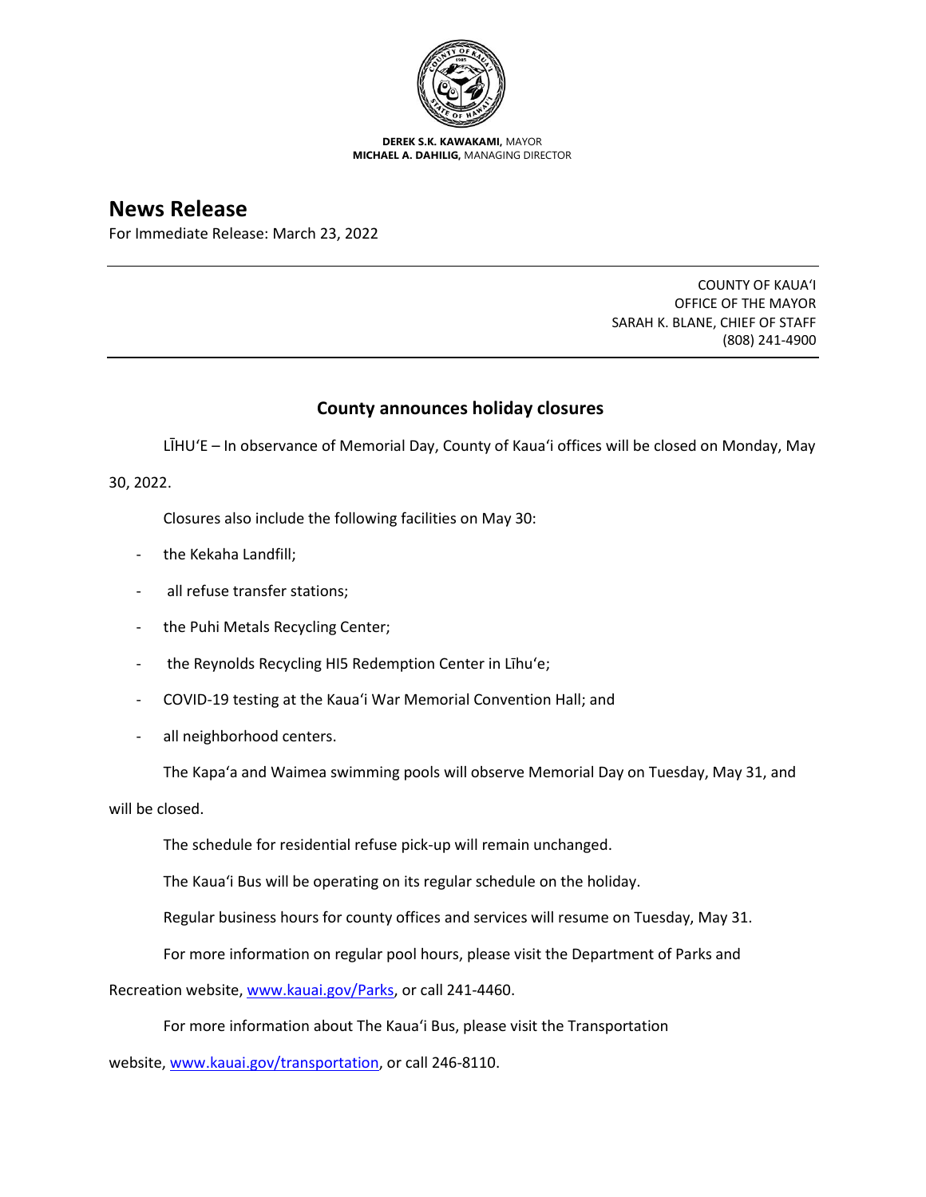**DEREK S.K. KAWAKAMI,** MAYOR
**MICHAEL A. DAHILIG,** MANAGING DIRECTOR

# News Release

For Immediate Release: March 23, 2022

COUNTY OF KAUAʻI
OFFICE OF THE MAYOR
SARAH K. BLANE, CHIEF OF STAFF
(808) 241-4900

## County announces holiday closures

LĪHUʻE – In observance of Memorial Day, County of Kauaʻi offices will be closed on Monday, May 30, 2022.

Closures also include the following facilities on May 30:

- the Kekaha Landfill;
- all refuse transfer stations;
- the Puhi Metals Recycling Center;
- the Reynolds Recycling HI5 Redemption Center in Līhuʻe;
- COVID-19 testing at the Kauaʻi War Memorial Convention Hall; and
- all neighborhood centers.

The Kapaʻa and Waimea swimming pools will observe Memorial Day on Tuesday, May 31, and will be closed.

The schedule for residential refuse pick-up will remain unchanged.

The Kauaʻi Bus will be operating on its regular schedule on the holiday.

Regular business hours for county offices and services will resume on Tuesday, May 31.

For more information on regular pool hours, please visit the Department of Parks and Recreation website, www.kauai.gov/Parks, or call 241-4460.

For more information about The Kauaʻi Bus, please visit the Transportation website, www.kauai.gov/transportation, or call 246-8110.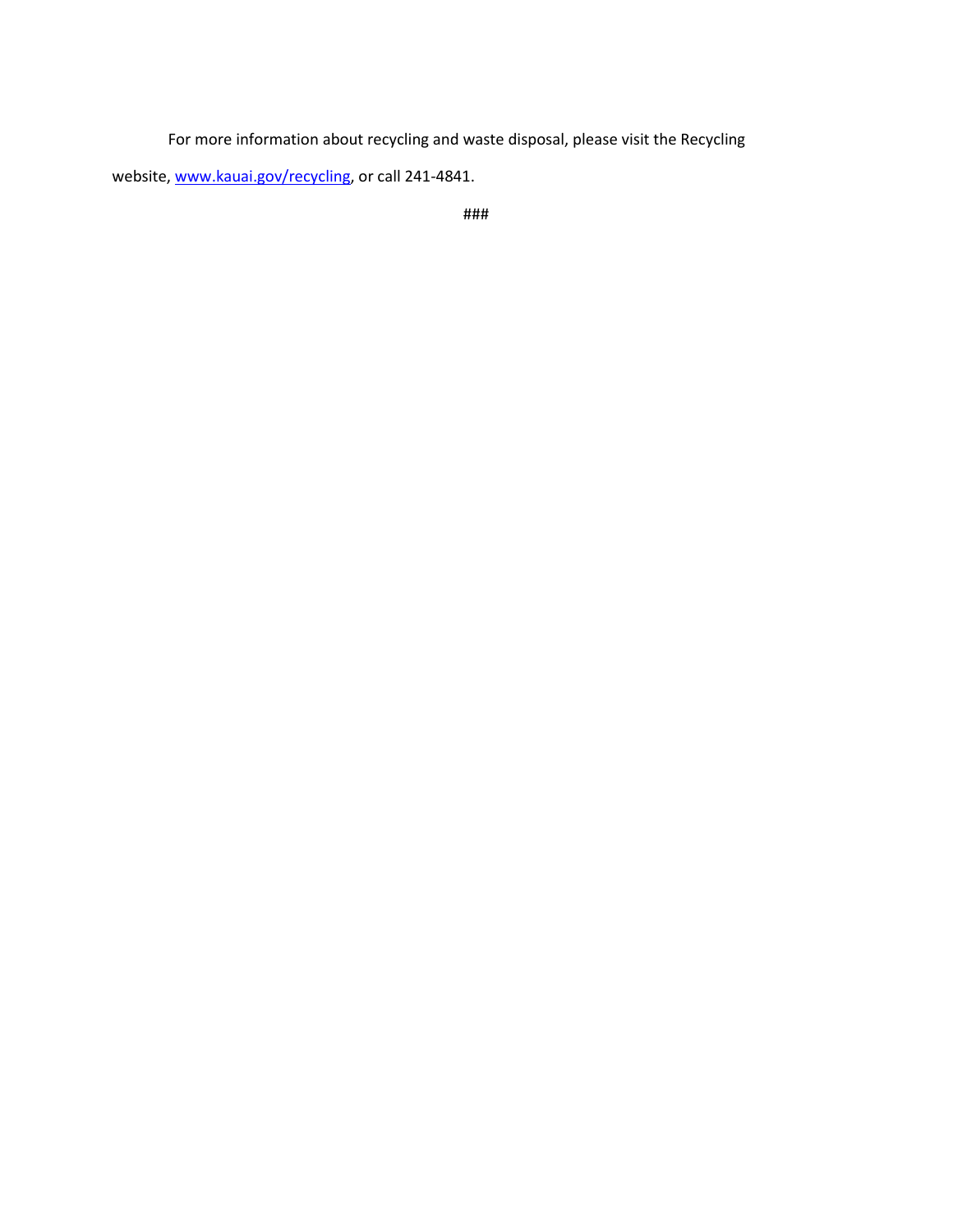For more information about recycling and waste disposal, please visit the Recycling website, [www.kauai.gov/recycling](http://www.kauai.gov/recycling), or call 241-4841.

###